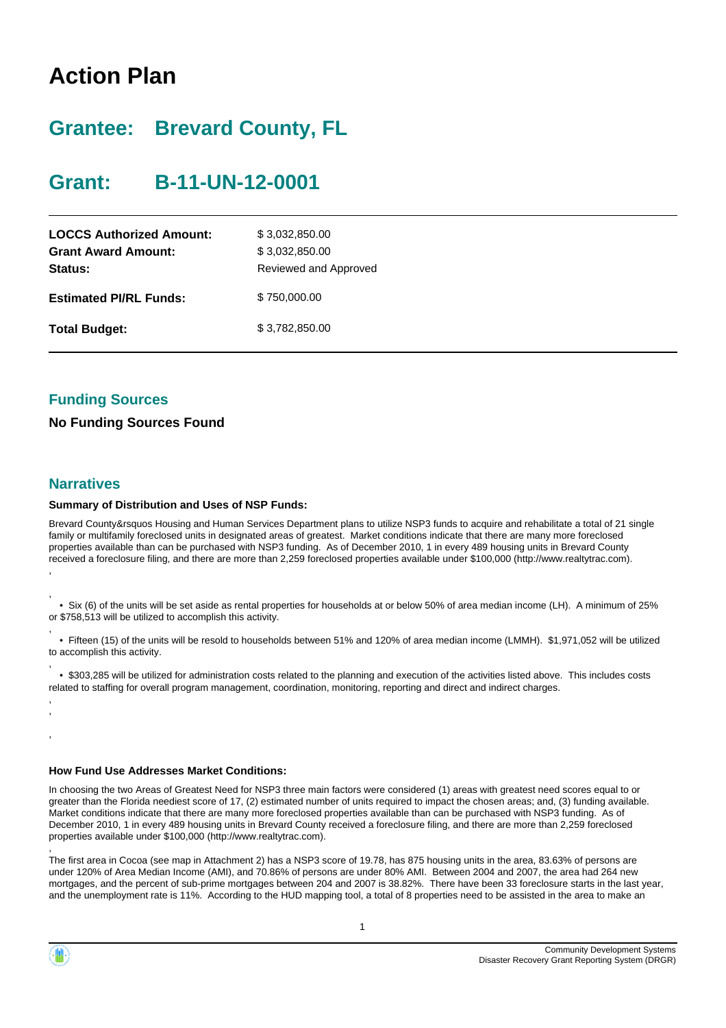# Action Plan

## Grantee: Brevard County, FL

## Grant: B-11-UN-12-0001

| | |
|---|---|
| **LOCCS Authorized Amount:** | $ 3,032,850.00 |
| **Grant Award Amount:** | $ 3,032,850.00 |
| **Status:** | Reviewed and Approved |
| **Estimated PI/RL Funds:** | $ 750,000.00 |
| **Total Budget:** | $ 3,782,850.00 |

### Funding Sources

**No Funding Sources Found**

### Narratives

**Summary of Distribution and Uses of NSP Funds:**

Brevard County&rsquos Housing and Human Services Department plans to utilize NSP3 funds to acquire and rehabilitate a total of 21 single family or multifamily foreclosed units in designated areas of greatest. Market conditions indicate that there are many more foreclosed properties available than can be purchased with NSP3 funding. As of December 2010, 1 in every 489 housing units in Brevard County received a foreclosure filing, and there are more than 2,259 foreclosed properties available under $100,000 (http://www.realtytrac.com).

,

,
• Six (6) of the units will be set aside as rental properties for households at or below 50% of area median income (LH). A minimum of 25% or $758,513 will be utilized to accomplish this activity.

,
• Fifteen (15) of the units will be resold to households between 51% and 120% of area median income (LMMH). $1,971,052 will be utilized to accomplish this activity.

,
• $303,285 will be utilized for administration costs related to the planning and execution of the activities listed above. This includes costs related to staffing for overall program management, coordination, monitoring, reporting and direct and indirect charges.

,
,

,

**How Fund Use Addresses Market Conditions:**

In choosing the two Areas of Greatest Need for NSP3 three main factors were considered (1) areas with greatest need scores equal to or greater than the Florida neediest score of 17, (2) estimated number of units required to impact the chosen areas; and, (3) funding available. Market conditions indicate that there are many more foreclosed properties available than can be purchased with NSP3 funding. As of December 2010, 1 in every 489 housing units in Brevard County received a foreclosure filing, and there are more than 2,259 foreclosed properties available under $100,000 (http://www.realtytrac.com).

,
The first area in Cocoa (see map in Attachment 2) has a NSP3 score of 19.78, has 875 housing units in the area, 83.63% of persons are under 120% of Area Median Income (AMI), and 70.86% of persons are under 80% AMI. Between 2004 and 2007, the area had 264 new mortgages, and the percent of sub-prime mortgages between 204 and 2007 is 38.82%. There have been 33 foreclosure starts in the last year, and the unemployment rate is 11%. According to the HUD mapping tool, a total of 8 properties need to be assisted in the area to make an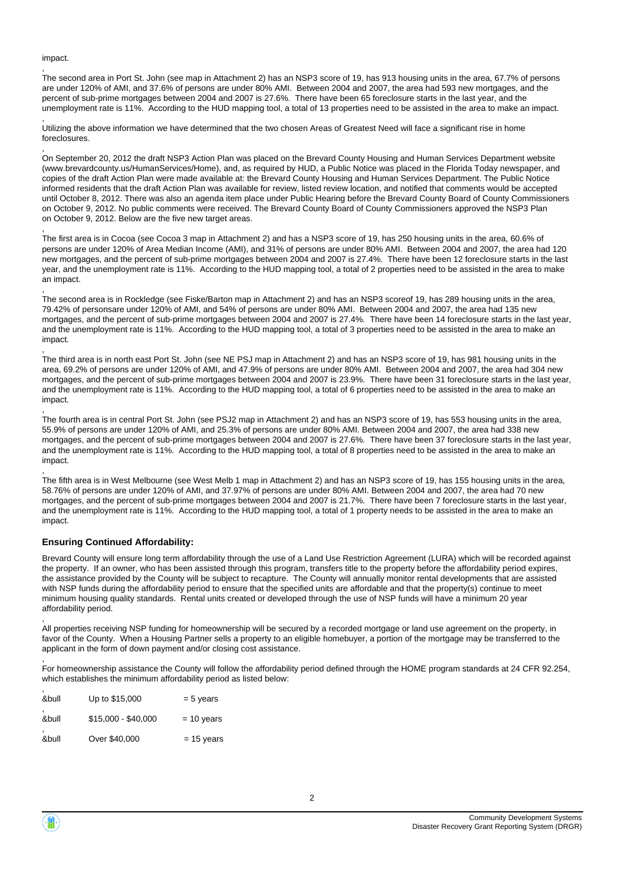impact.

The second area in Port St. John (see map in Attachment 2) has an NSP3 score of 19, has 913 housing units in the area, 67.7% of persons are under 120% of AMI, and 37.6% of persons are under 80% AMI. Between 2004 and 2007, the area had 593 new mortgages, and the percent of sub-prime mortgages between 2004 and 2007 is 27.6%. There have been 65 foreclosure starts in the last year, and the unemployment rate is 11%. According to the HUD mapping tool, a total of 13 properties need to be assisted in the area to make an impact.

Utilizing the above information we have determined that the two chosen Areas of Greatest Need will face a significant rise in home foreclosures.

On September 20, 2012 the draft NSP3 Action Plan was placed on the Brevard County Housing and Human Services Department website (www.brevardcounty.us/HumanServices/Home), and, as required by HUD, a Public Notice was placed in the Florida Today newspaper, and copies of the draft Action Plan were made available at: the Brevard County Housing and Human Services Department. The Public Notice informed residents that the draft Action Plan was available for review, listed review location, and notified that comments would be accepted until October 8, 2012. There was also an agenda item place under Public Hearing before the Brevard County Board of County Commissioners on October 9, 2012. No public comments were received. The Brevard County Board of County Commissioners approved the NSP3 Plan on October 9, 2012. Below are the five new target areas.

The first area is in Cocoa (see Cocoa 3 map in Attachment 2) and has a NSP3 score of 19, has 250 housing units in the area, 60.6% of persons are under 120% of Area Median Income (AMI), and 31% of persons are under 80% AMI. Between 2004 and 2007, the area had 120 new mortgages, and the percent of sub-prime mortgages between 2004 and 2007 is 27.4%. There have been 12 foreclosure starts in the last year, and the unemployment rate is 11%. According to the HUD mapping tool, a total of 2 properties need to be assisted in the area to make an impact.

The second area is in Rockledge (see Fiske/Barton map in Attachment 2) and has an NSP3 scoreof 19, has 289 housing units in the area, 79.42% of personsare under 120% of AMI, and 54% of persons are under 80% AMI. Between 2004 and 2007, the area had 135 new mortgages, and the percent of sub-prime mortgages between 2004 and 2007 is 27.4%. There have been 14 foreclosure starts in the last year, and the unemployment rate is 11%. According to the HUD mapping tool, a total of 3 properties need to be assisted in the area to make an impact.

The third area is in north east Port St. John (see NE PSJ map in Attachment 2) and has an NSP3 score of 19, has 981 housing units in the area, 69.2% of persons are under 120% of AMI, and 47.9% of persons are under 80% AMI. Between 2004 and 2007, the area had 304 new mortgages, and the percent of sub-prime mortgages between 2004 and 2007 is 23.9%. There have been 31 foreclosure starts in the last year, and the unemployment rate is 11%. According to the HUD mapping tool, a total of 6 properties need to be assisted in the area to make an impact.

The fourth area is in central Port St. John (see PSJ2 map in Attachment 2) and has an NSP3 score of 19, has 553 housing units in the area, 55.9% of persons are under 120% of AMI, and 25.3% of persons are under 80% AMI. Between 2004 and 2007, the area had 338 new mortgages, and the percent of sub-prime mortgages between 2004 and 2007 is 27.6%. There have been 37 foreclosure starts in the last year, and the unemployment rate is 11%. According to the HUD mapping tool, a total of 8 properties need to be assisted in the area to make an impact.

The fifth area is in West Melbourne (see West Melb 1 map in Attachment 2) and has an NSP3 score of 19, has 155 housing units in the area, 58.76% of persons are under 120% of AMI, and 37.97% of persons are under 80% AMI. Between 2004 and 2007, the area had 70 new mortgages, and the percent of sub-prime mortgages between 2004 and 2007 is 21.7%. There have been 7 foreclosure starts in the last year, and the unemployment rate is 11%. According to the HUD mapping tool, a total of 1 property needs to be assisted in the area to make an impact.

### Ensuring Continued Affordability:

Brevard County will ensure long term affordability through the use of a Land Use Restriction Agreement (LURA) which will be recorded against the property. If an owner, who has been assisted through this program, transfers title to the property before the affordability period expires, the assistance provided by the County will be subject to recapture. The County will annually monitor rental developments that are assisted with NSP funds during the affordability period to ensure that the specified units are affordable and that the property(s) continue to meet minimum housing quality standards. Rental units created or developed through the use of NSP funds will have a minimum 20 year affordability period.

All properties receiving NSP funding for homeownership will be secured by a recorded mortgage or land use agreement on the property, in favor of the County. When a Housing Partner sells a property to an eligible homebuyer, a portion of the mortgage may be transferred to the applicant in the form of down payment and/or closing cost assistance.

For homeownership assistance the County will follow the affordability period defined through the HOME program standards at 24 CFR 92.254, which establishes the minimum affordability period as listed below:

- Up to $15,000 = 5 years
- $15,000 - $40,000 = 10 years
- Over $40,000 = 15 years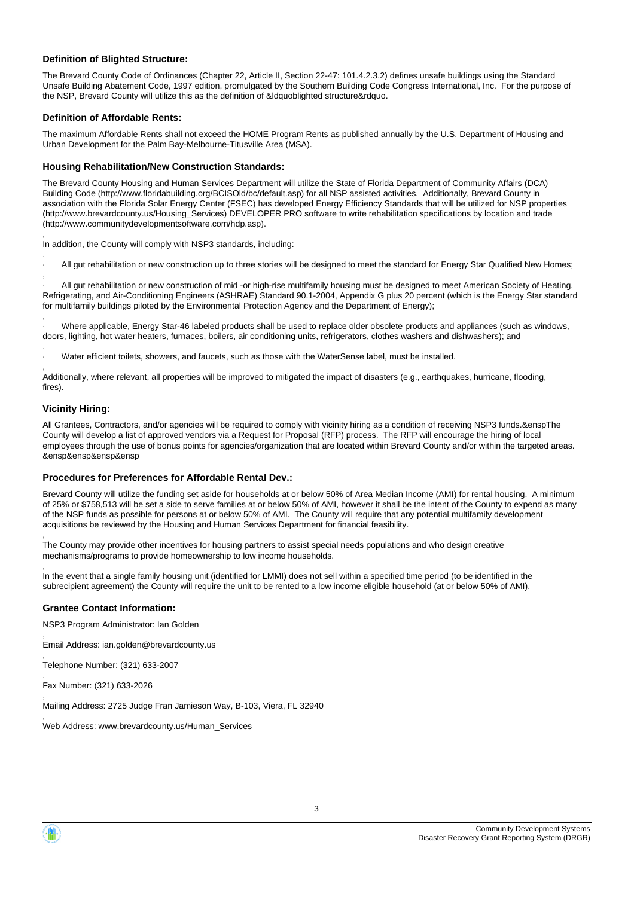### Definition of Blighted Structure:

The Brevard County Code of Ordinances (Chapter 22, Article II, Section 22-47: 101.4.2.3.2) defines unsafe buildings using the Standard Unsafe Building Abatement Code, 1997 edition, promulgated by the Southern Building Code Congress International, Inc. For the purpose of the NSP, Brevard County will utilize this as the definition of &ldquoblighted structure&rdquo.

### Definition of Affordable Rents:

The maximum Affordable Rents shall not exceed the HOME Program Rents as published annually by the U.S. Department of Housing and Urban Development for the Palm Bay-Melbourne-Titusville Area (MSA).

### Housing Rehabilitation/New Construction Standards:

The Brevard County Housing and Human Services Department will utilize the State of Florida Department of Community Affairs (DCA) Building Code (http://www.floridabuilding.org/BCISOld/bc/default.asp) for all NSP assisted activities. Additionally, Brevard County in association with the Florida Solar Energy Center (FSEC) has developed Energy Efficiency Standards that will be utilized for NSP properties (http://www.brevardcounty.us/Housing_Services) DEVELOPER PRO software to write rehabilitation specifications by location and trade (http://www.communitydevelopmentsoftware.com/hdp.asp).

,
In addition, the County will comply with NSP3 standards, including:

,
· All gut rehabilitation or new construction up to three stories will be designed to meet the standard for Energy Star Qualified New Homes;

,
· All gut rehabilitation or new construction of mid -or high-rise multifamily housing must be designed to meet American Society of Heating, Refrigerating, and Air-Conditioning Engineers (ASHRAE) Standard 90.1-2004, Appendix G plus 20 percent (which is the Energy Star standard for multifamily buildings piloted by the Environmental Protection Agency and the Department of Energy);

,
· Where applicable, Energy Star-46 labeled products shall be used to replace older obsolete products and appliances (such as windows, doors, lighting, hot water heaters, furnaces, boilers, air conditioning units, refrigerators, clothes washers and dishwashers); and

,
· Water efficient toilets, showers, and faucets, such as those with the WaterSense label, must be installed.

,
Additionally, where relevant, all properties will be improved to mitigated the impact of disasters (e.g., earthquakes, hurricane, flooding, fires).

### Vicinity Hiring:

All Grantees, Contractors, and/or agencies will be required to comply with vicinity hiring as a condition of receiving NSP3 funds.&enspThe County will develop a list of approved vendors via a Request for Proposal (RFP) process. The RFP will encourage the hiring of local employees through the use of bonus points for agencies/organization that are located within Brevard County and/or within the targeted areas. &ensp&ensp&ensp&ensp

### Procedures for Preferences for Affordable Rental Dev.:

Brevard County will utilize the funding set aside for households at or below 50% of Area Median Income (AMI) for rental housing. A minimum of 25% or $758,513 will be set a side to serve families at or below 50% of AMI, however it shall be the intent of the County to expend as many of the NSP funds as possible for persons at or below 50% of AMI. The County will require that any potential multifamily development acquisitions be reviewed by the Housing and Human Services Department for financial feasibility.

,
The County may provide other incentives for housing partners to assist special needs populations and who design creative mechanisms/programs to provide homeownership to low income households.

,
In the event that a single family housing unit (identified for LMMI) does not sell within a specified time period (to be identified in the subrecipient agreement) the County will require the unit to be rented to a low income eligible household (at or below 50% of AMI).

### Grantee Contact Information:

NSP3 Program Administrator: Ian Golden

,
Email Address: ian.golden@brevardcounty.us

,
Telephone Number: (321) 633-2007

,
Fax Number: (321) 633-2026

,
Mailing Address: 2725 Judge Fran Jamieson Way, B-103, Viera, FL 32940

,
Web Address: www.brevardcounty.us/Human_Services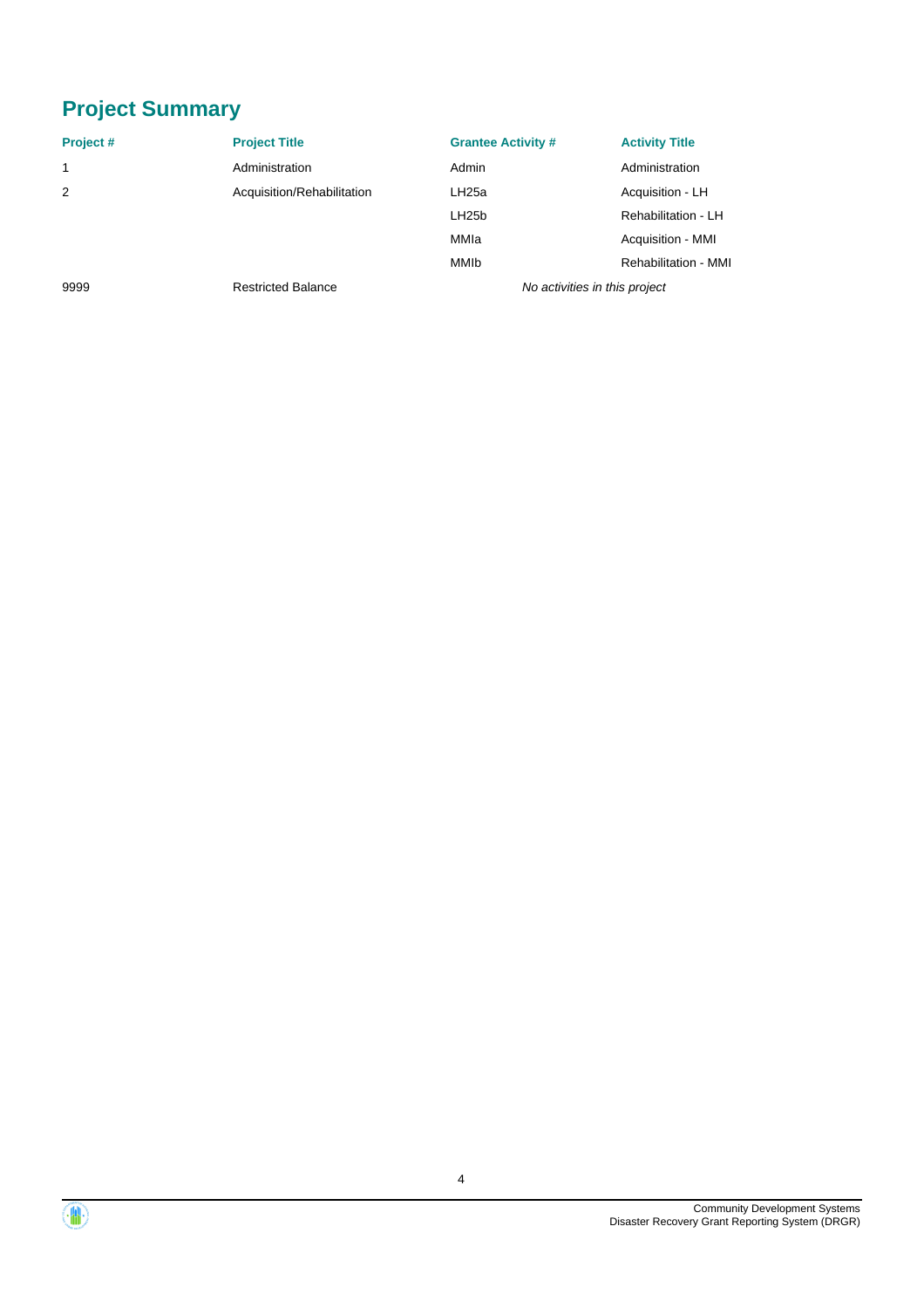# Project Summary

| Project # | Project Title | Grantee Activity # | Activity Title |
| --- | --- | --- | --- |
| 1 | Administration | Admin | Administration |
| 2 | Acquisition/Rehabilitation | LH25a | Acquisition - LH |
| | | LH25b | Rehabilitation - LH |
| | | MMIa | Acquisition - MMI |
| | | MMIb | Rehabilitation - MMI |
| 9999 | Restricted Balance | *No activities in this project* | |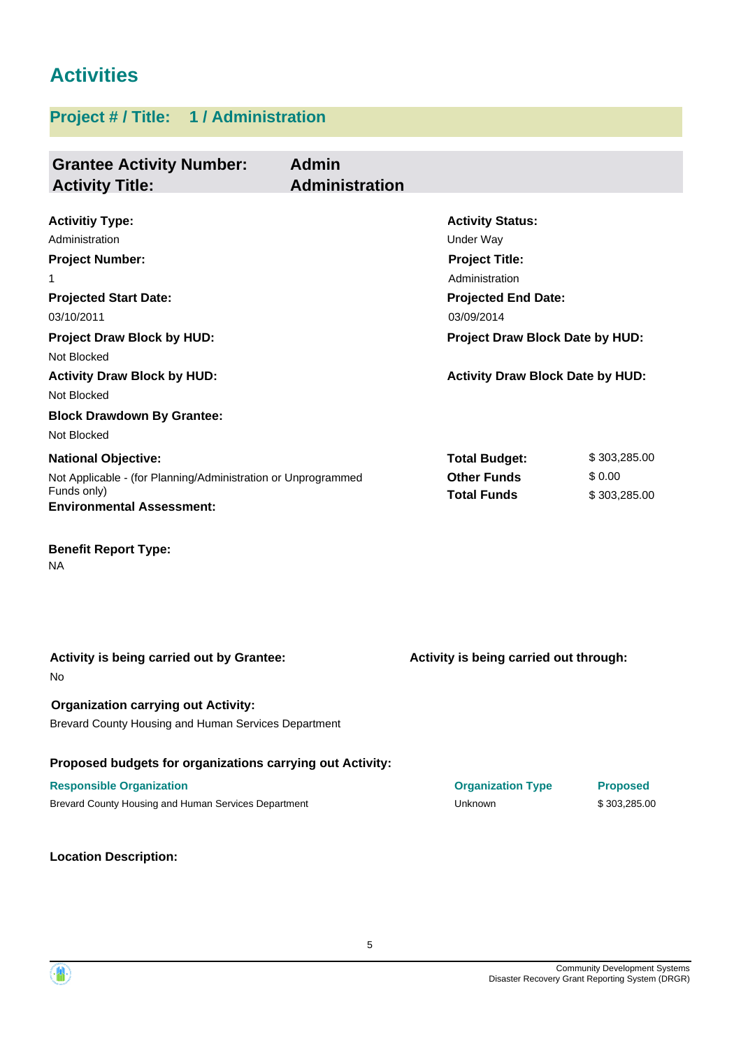# Activities

## Project # / Title: 1 / Administration

**Grantee Activity Number:** Admin
**Activity Title:** Administration

**Activitiy Type:**
Administration

**Activity Status:**
Under Way

**Project Number:**
1

**Project Title:**
Administration

**Projected Start Date:**
03/10/2011

**Projected End Date:**
03/09/2014

**Project Draw Block by HUD:**
Not Blocked

**Project Draw Block Date by HUD:**

**Activity Draw Block by HUD:**
Not Blocked

**Activity Draw Block Date by HUD:**

**Block Drawdown By Grantee:**
Not Blocked

**National Objective:**
Not Applicable - (for Planning/Administration or Unprogrammed Funds only)

| | |
|---|---|
| **Total Budget:** | $ 303,285.00 |
| **Other Funds** | $ 0.00 |
| **Total Funds** | $ 303,285.00 |

**Environmental Assessment:**

**Benefit Report Type:**
NA

**Activity is being carried out by Grantee:**
No

**Activity is being carried out through:**

**Organization carrying out Activity:**
Brevard County Housing and Human Services Department

**Proposed budgets for organizations carrying out Activity:**

| Responsible Organization | Organization Type | Proposed |
|---|---|---|
| Brevard County Housing and Human Services Department | Unknown | $ 303,285.00 |

**Location Description:**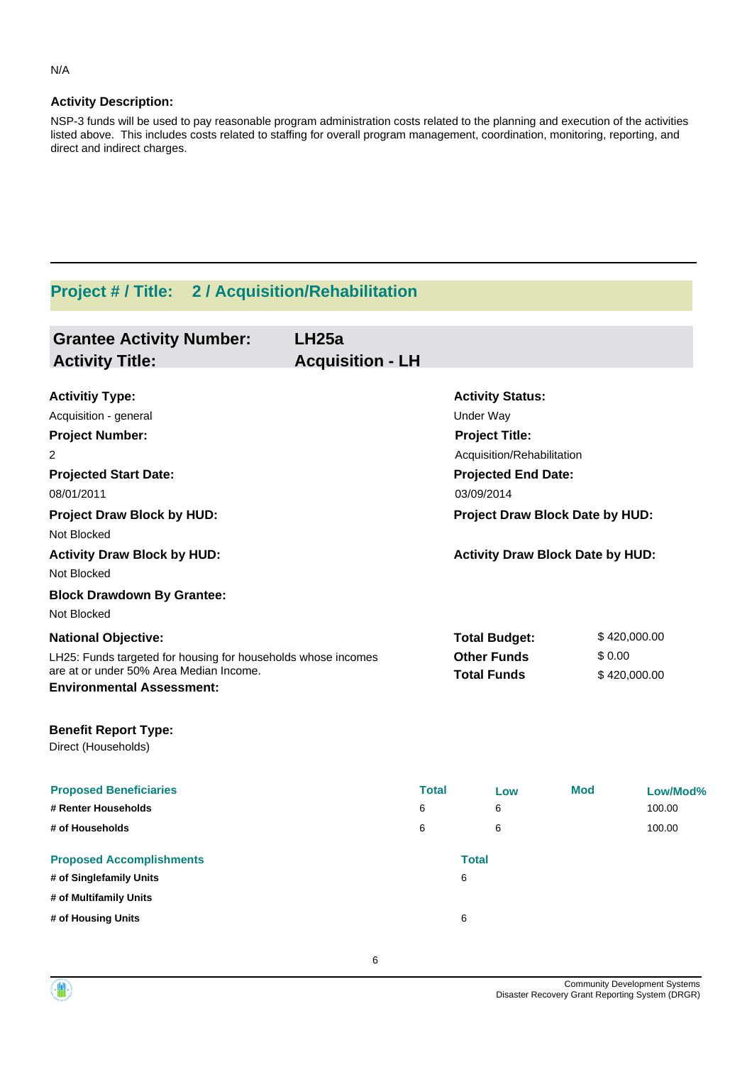N/A

**Activity Description:**

NSP-3 funds will be used to pay reasonable program administration costs related to the planning and execution of the activities listed above. This includes costs related to staffing for overall program management, coordination, monitoring, reporting, and direct and indirect charges.

---

## Project # / Title: 2 / Acquisition/Rehabilitation

### Grantee Activity Number: LH25a
### Activity Title: Acquisition - LH

**Activitiy Type:**
Acquisition - general

**Activity Status:**
Under Way

**Project Number:**
2

**Project Title:**
Acquisition/Rehabilitation

**Projected Start Date:**
08/01/2011

**Projected End Date:**
03/09/2014

**Project Draw Block by HUD:**
Not Blocked

**Project Draw Block Date by HUD:**

**Activity Draw Block by HUD:**
Not Blocked

**Activity Draw Block Date by HUD:**

**Block Drawdown By Grantee:**
Not Blocked

**National Objective:**
LH25: Funds targeted for housing for households whose incomes are at or under 50% Area Median Income.

| | |
|---|---|
| **Total Budget:** | $ 420,000.00 |
| **Other Funds** | $ 0.00 |
| **Total Funds** | $ 420,000.00 |

**Environmental Assessment:**

**Benefit Report Type:**
Direct (Households)

| Proposed Beneficiaries | Total | Low | Mod | Low/Mod% |
|---|---|---|---|---|
| # Renter Households | 6 | 6 | | 100.00 |
| # of Households | 6 | 6 | | 100.00 |

| Proposed Accomplishments | Total |
|---|---|
| # of Singlefamily Units | 6 |
| # of Multifamily Units | |
| # of Housing Units | 6 |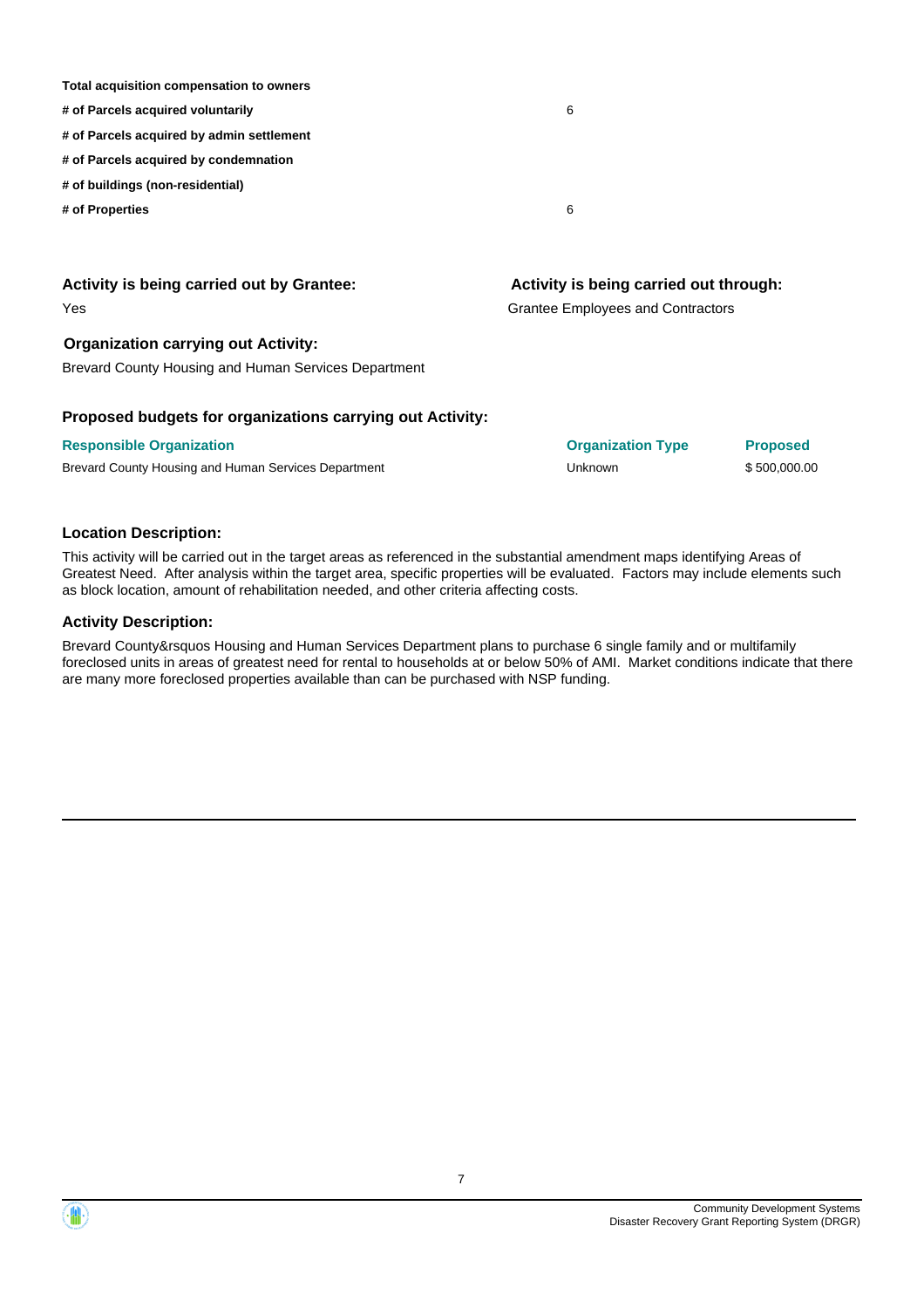| | |
|---|---|
| **Total acquisition compensation to owners** | |
| **# of Parcels acquired voluntarily** | 6 |
| **# of Parcels acquired by admin settlement** | |
| **# of Parcels acquired by condemnation** | |
| **# of buildings (non-residential)** | |
| **# of Properties** | 6 |

### Activity is being carried out by Grantee:

Yes

### Activity is being carried out through:

Grantee Employees and Contractors

### Organization carrying out Activity:

Brevard County Housing and Human Services Department

### Proposed budgets for organizations carrying out Activity:

| Responsible Organization | Organization Type | Proposed |
|---|---|---|
| Brevard County Housing and Human Services Department | Unknown | $ 500,000.00 |

### Location Description:

This activity will be carried out in the target areas as referenced in the substantial amendment maps identifying Areas of Greatest Need. After analysis within the target area, specific properties will be evaluated. Factors may include elements such as block location, amount of rehabilitation needed, and other criteria affecting costs.

### Activity Description:

Brevard County&rsquos Housing and Human Services Department plans to purchase 6 single family and or multifamily foreclosed units in areas of greatest need for rental to households at or below 50% of AMI. Market conditions indicate that there are many more foreclosed properties available than can be purchased with NSP funding.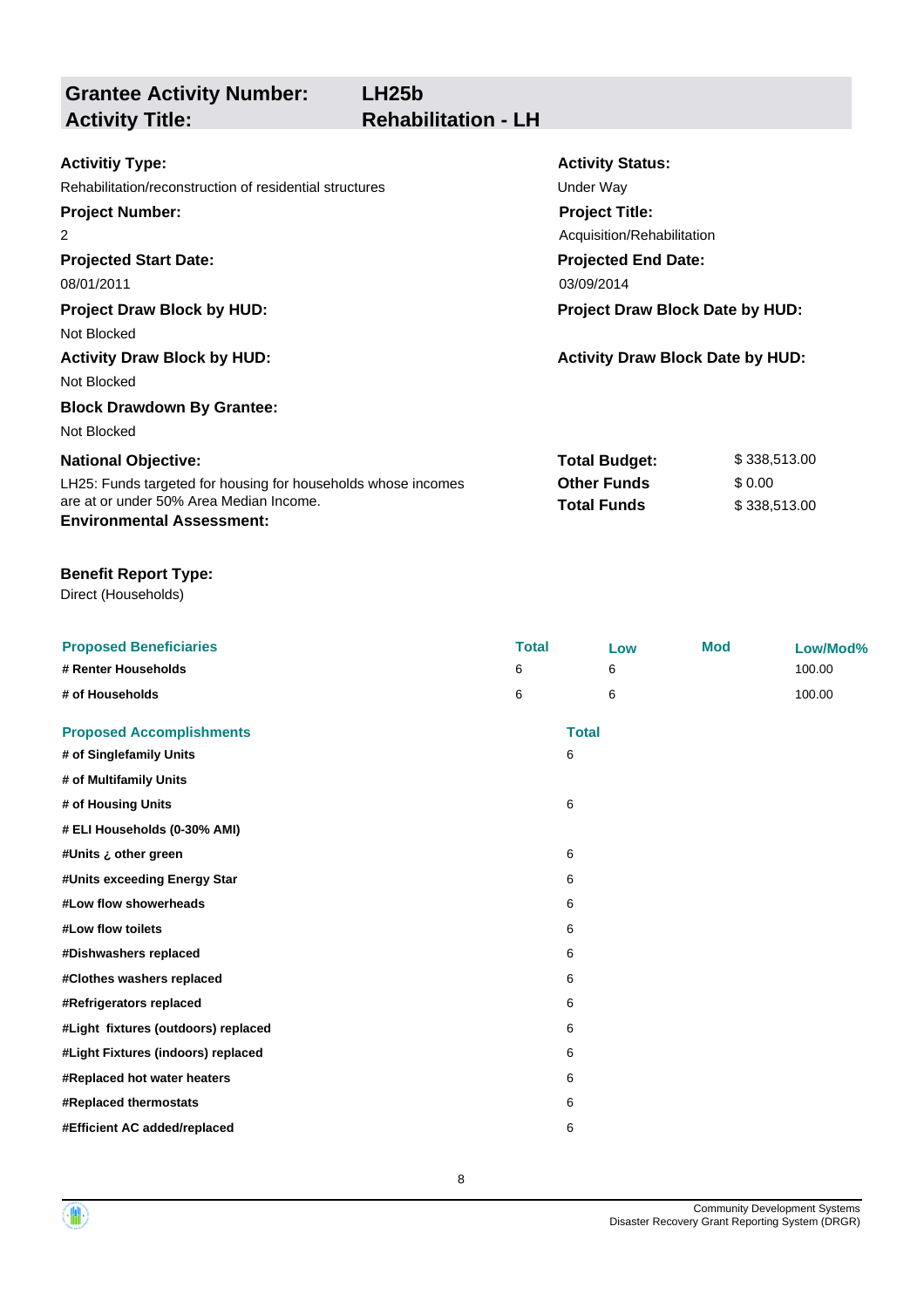## Grantee Activity Number: LH25b
## Activity Title: Rehabilitation - LH

**Activitiy Type:**
Rehabilitation/reconstruction of residential structures

**Activity Status:**
Under Way

**Project Number:**
2

**Project Title:**
Acquisition/Rehabilitation

**Projected Start Date:**
08/01/2011

**Projected End Date:**
03/09/2014

**Project Draw Block by HUD:**
Not Blocked

**Project Draw Block Date by HUD:**

**Activity Draw Block by HUD:**
Not Blocked

**Activity Draw Block Date by HUD:**

**Block Drawdown By Grantee:**
Not Blocked

**National Objective:**
LH25: Funds targeted for housing for households whose incomes are at or under 50% Area Median Income.

| | |
|---|---|
| **Total Budget:** | $ 338,513.00 |
| **Other Funds** | $ 0.00 |
| **Total Funds** | $ 338,513.00 |

**Environmental Assessment:**

**Benefit Report Type:**
Direct (Households)

| Proposed Beneficiaries | Total | Low | Mod | Low/Mod% |
|---|---|---|---|---|
| # Renter Households | 6 | 6 | | 100.00 |
| # of Households | 6 | 6 | | 100.00 |

| Proposed Accomplishments | Total |
|---|---|
| # of Singlefamily Units | 6 |
| # of Multifamily Units | |
| # of Housing Units | 6 |
| # ELI Households (0-30% AMI) | |
| #Units ¿ other green | 6 |
| #Units exceeding Energy Star | 6 |
| #Low flow showerheads | 6 |
| #Low flow toilets | 6 |
| #Dishwashers replaced | 6 |
| #Clothes washers replaced | 6 |
| #Refrigerators replaced | 6 |
| #Light fixtures (outdoors) replaced | 6 |
| #Light Fixtures (indoors) replaced | 6 |
| #Replaced hot water heaters | 6 |
| #Replaced thermostats | 6 |
| #Efficient AC added/replaced | 6 |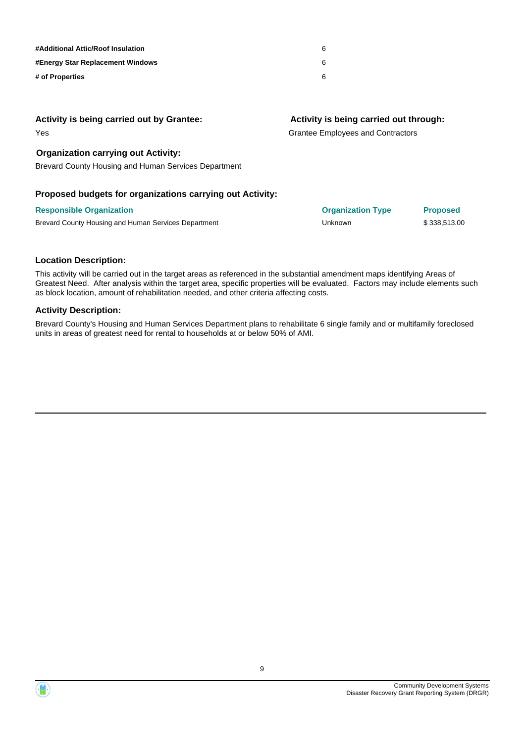| | |
|---|---|
| **#Additional Attic/Roof Insulation** | 6 |
| **#Energy Star Replacement Windows** | 6 |
| **# of Properties** | 6 |

**Activity is being carried out by Grantee:**

Yes

**Activity is being carried out through:**

Grantee Employees and Contractors

**Organization carrying out Activity:**

Brevard County Housing and Human Services Department

**Proposed budgets for organizations carrying out Activity:**

| Responsible Organization | Organization Type | Proposed |
|---|---|---|
| Brevard County Housing and Human Services Department | Unknown | $ 338,513.00 |

**Location Description:**

This activity will be carried out in the target areas as referenced in the substantial amendment maps identifying Areas of Greatest Need. After analysis within the target area, specific properties will be evaluated. Factors may include elements such as block location, amount of rehabilitation needed, and other criteria affecting costs.

**Activity Description:**

Brevard County's Housing and Human Services Department plans to rehabilitate 6 single family and or multifamily foreclosed units in areas of greatest need for rental to households at or below 50% of AMI.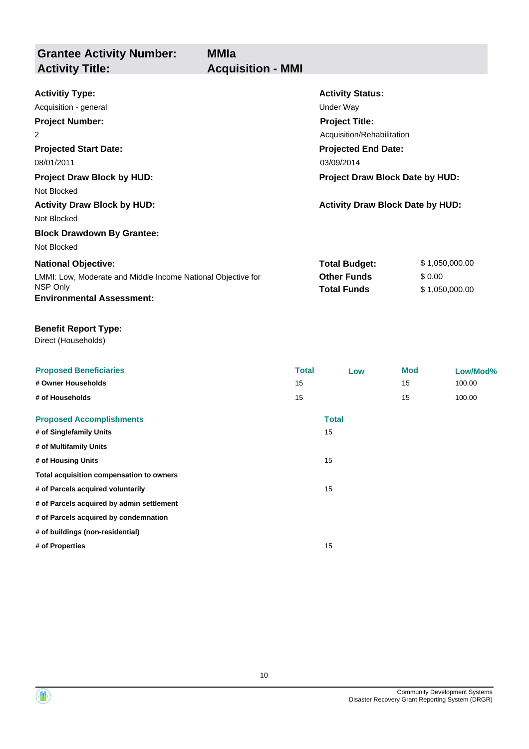| **Grantee Activity Number:** | **MMIa** |
|---|---|
| **Activity Title:** | **Acquisition - MMI** |

**Activitiy Type:**
Acquisition - general

**Activity Status:**
Under Way

**Project Number:**
2

**Project Title:**
Acquisition/Rehabilitation

**Projected Start Date:**
08/01/2011

**Projected End Date:**
03/09/2014

**Project Draw Block by HUD:**
Not Blocked

**Project Draw Block Date by HUD:**

**Activity Draw Block by HUD:**
Not Blocked

**Activity Draw Block Date by HUD:**

**Block Drawdown By Grantee:**
Not Blocked

**National Objective:**
LMMI: Low, Moderate and Middle Income National Objective for NSP Only

| | |
|---|---|
| **Total Budget:** | $ 1,050,000.00 |
| **Other Funds** | $ 0.00 |
| **Total Funds** | $ 1,050,000.00 |

**Environmental Assessment:**

**Benefit Report Type:**
Direct (Households)

| Proposed Beneficiaries | Total | Low | Mod | Low/Mod% |
|---|---|---|---|---|
| # Owner Households | 15 | | 15 | 100.00 |
| # of Households | 15 | | 15 | 100.00 |

| Proposed Accomplishments | Total |
|---|---|
| # of Singlefamily Units | 15 |
| # of Multifamily Units | |
| # of Housing Units | 15 |
| Total acquisition compensation to owners | |
| # of Parcels acquired voluntarily | 15 |
| # of Parcels acquired by admin settlement | |
| # of Parcels acquired by condemnation | |
| # of buildings (non-residential) | |
| # of Properties | 15 |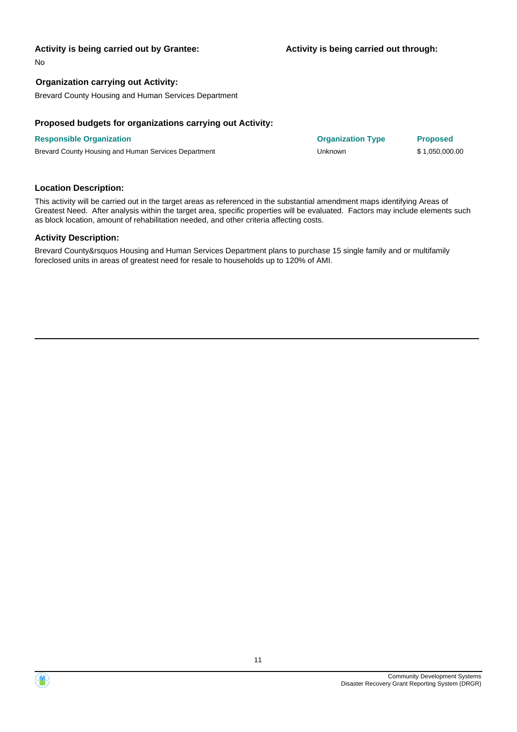**Activity is being carried out by Grantee:**

No

**Activity is being carried out through:**

**Organization carrying out Activity:**

Brevard County Housing and Human Services Department

**Proposed budgets for organizations carrying out Activity:**

| Responsible Organization | Organization Type | Proposed |
| --- | --- | --- |
| Brevard County Housing and Human Services Department | Unknown | $ 1,050,000.00 |

**Location Description:**

This activity will be carried out in the target areas as referenced in the substantial amendment maps identifying Areas of Greatest Need. After analysis within the target area, specific properties will be evaluated. Factors may include elements such as block location, amount of rehabilitation needed, and other criteria affecting costs.

**Activity Description:**

Brevard County&rsquos Housing and Human Services Department plans to purchase 15 single family and or multifamily foreclosed units in areas of greatest need for resale to households up to 120% of AMI.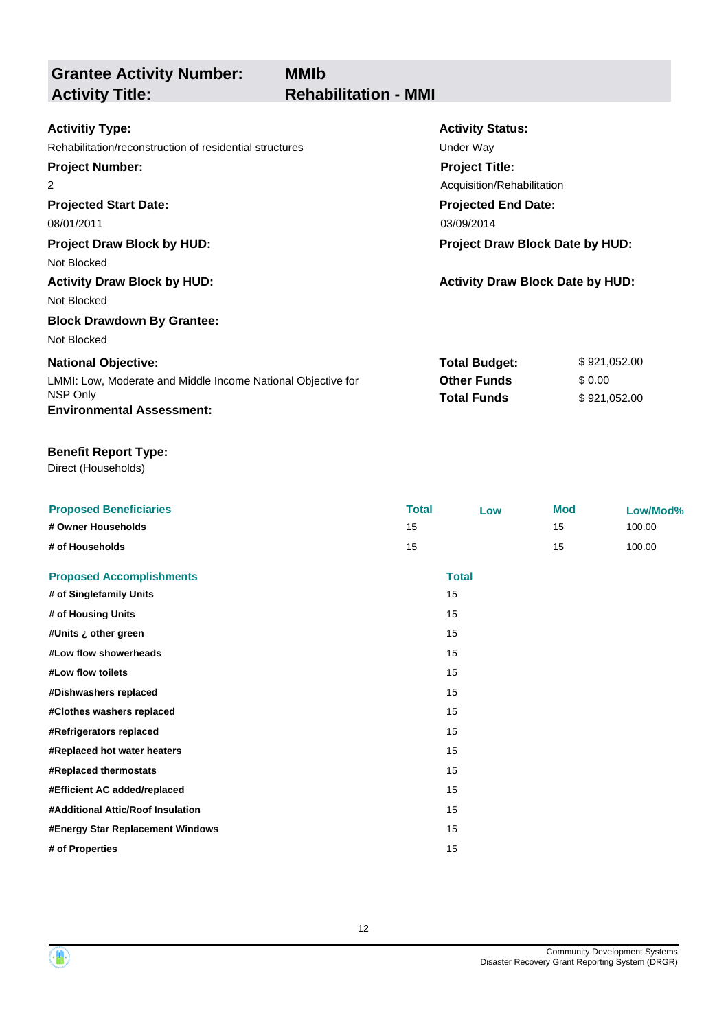## Grantee Activity Number: MMIb
## Activity Title: Rehabilitation - MMI

**Activitiy Type:**
Rehabilitation/reconstruction of residential structures

**Activity Status:**
Under Way

**Project Number:**
2

**Project Title:**
Acquisition/Rehabilitation

**Projected Start Date:**
08/01/2011

**Projected End Date:**
03/09/2014

**Project Draw Block by HUD:**
Not Blocked

**Project Draw Block Date by HUD:**

**Activity Draw Block by HUD:**
Not Blocked

**Activity Draw Block Date by HUD:**

**Block Drawdown By Grantee:**
Not Blocked

**National Objective:**
LMMI: Low, Moderate and Middle Income National Objective for NSP Only

**Environmental Assessment:**

| | |
|---|---|
| **Total Budget:** | $ 921,052.00 |
| **Other Funds** | $ 0.00 |
| **Total Funds** | $ 921,052.00 |

**Benefit Report Type:**
Direct (Households)

| Proposed Beneficiaries | Total | Low | Mod | Low/Mod% |
|---|---|---|---|---|
| # Owner Households | 15 | | 15 | 100.00 |
| # of Households | 15 | | 15 | 100.00 |

| Proposed Accomplishments | Total |
|---|---|
| # of Singlefamily Units | 15 |
| # of Housing Units | 15 |
| #Units ¿ other green | 15 |
| #Low flow showerheads | 15 |
| #Low flow toilets | 15 |
| #Dishwashers replaced | 15 |
| #Clothes washers replaced | 15 |
| #Refrigerators replaced | 15 |
| #Replaced hot water heaters | 15 |
| #Replaced thermostats | 15 |
| #Efficient AC added/replaced | 15 |
| #Additional Attic/Roof Insulation | 15 |
| #Energy Star Replacement Windows | 15 |
| # of Properties | 15 |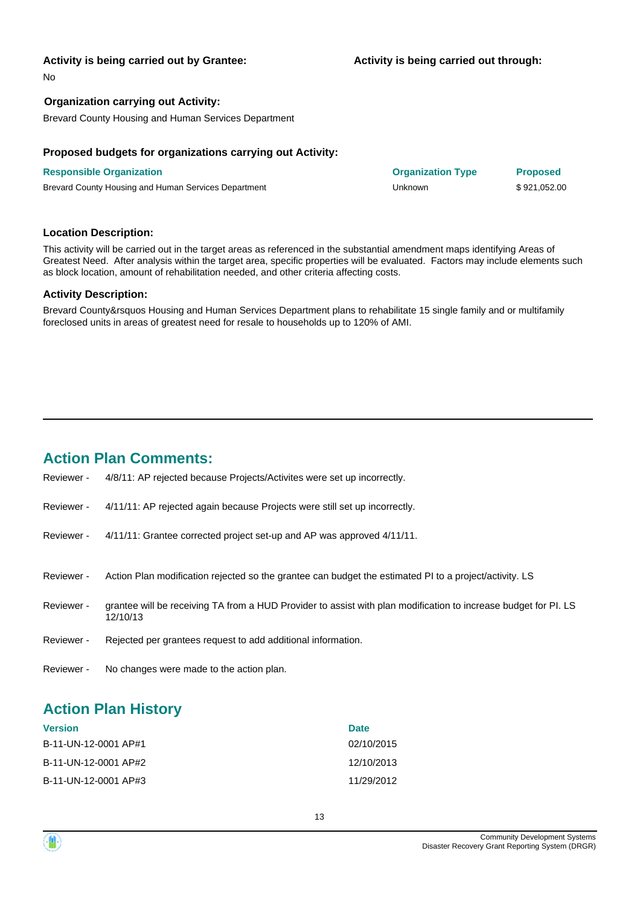**Activity is being carried out by Grantee:**

No

**Activity is being carried out through:**

**Organization carrying out Activity:**

Brevard County Housing and Human Services Department

**Proposed budgets for organizations carrying out Activity:**

| Responsible Organization | Organization Type | Proposed |
|---|---|---|
| Brevard County Housing and Human Services Department | Unknown | $ 921,052.00 |

**Location Description:**

This activity will be carried out in the target areas as referenced in the substantial amendment maps identifying Areas of Greatest Need. After analysis within the target area, specific properties will be evaluated. Factors may include elements such as block location, amount of rehabilitation needed, and other criteria affecting costs.

**Activity Description:**

Brevard County&rsquos Housing and Human Services Department plans to rehabilitate 15 single family and or multifamily foreclosed units in areas of greatest need for resale to households up to 120% of AMI.

---

## Action Plan Comments:

Reviewer - 4/8/11: AP rejected because Projects/Activites were set up incorrectly.

Reviewer - 4/11/11: AP rejected again because Projects were still set up incorrectly.

Reviewer - 4/11/11: Grantee corrected project set-up and AP was approved 4/11/11.

Reviewer - Action Plan modification rejected so the grantee can budget the estimated PI to a project/activity. LS

Reviewer - grantee will be receiving TA from a HUD Provider to assist with plan modification to increase budget for PI. LS 12/10/13

Reviewer - Rejected per grantees request to add additional information.

Reviewer - No changes were made to the action plan.

## Action Plan History

| Version | Date |
|---|---|
| B-11-UN-12-0001 AP#1 | 02/10/2015 |
| B-11-UN-12-0001 AP#2 | 12/10/2013 |
| B-11-UN-12-0001 AP#3 | 11/29/2012 |